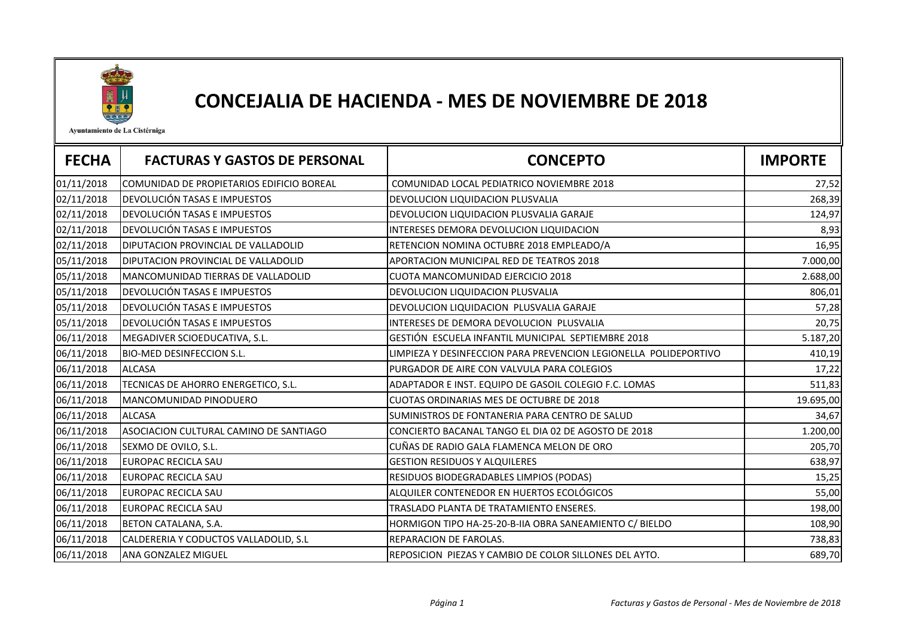Ayuntamiento de La Cistérniga

# CONCEJALIA DE HACIENDA - MES DE NOVIEMBRE DE 2018

| FECHA | FACTURAS Y GASTOS DE PERSONAL | CONCEPTO | IMPORTE |
|---|---|---|---|
| 01/11/2018 | COMUNIDAD DE PROPIETARIOS EDIFICIO BOREAL | COMUNIDAD LOCAL PEDIATRICO NOVIEMBRE 2018 | 27,52 |
| 02/11/2018 | DEVOLUCIÓN TASAS E IMPUESTOS | DEVOLUCION LIQUIDACION PLUSVALIA | 268,39 |
| 02/11/2018 | DEVOLUCIÓN TASAS E IMPUESTOS | DEVOLUCION LIQUIDACION PLUSVALIA GARAJE | 124,97 |
| 02/11/2018 | DEVOLUCIÓN TASAS E IMPUESTOS | INTERESES DEMORA DEVOLUCION LIQUIDACION | 8,93 |
| 02/11/2018 | DIPUTACION PROVINCIAL DE VALLADOLID | RETENCION NOMINA OCTUBRE 2018 EMPLEADO/A | 16,95 |
| 05/11/2018 | DIPUTACION PROVINCIAL DE VALLADOLID | APORTACION MUNICIPAL RED DE TEATROS 2018 | 7.000,00 |
| 05/11/2018 | MANCOMUNIDAD TIERRAS DE VALLADOLID | CUOTA MANCOMUNIDAD EJERCICIO 2018 | 2.688,00 |
| 05/11/2018 | DEVOLUCIÓN TASAS E IMPUESTOS | DEVOLUCION LIQUIDACION PLUSVALIA | 806,01 |
| 05/11/2018 | DEVOLUCIÓN TASAS E IMPUESTOS | DEVOLUCION LIQUIDACION PLUSVALIA GARAJE | 57,28 |
| 05/11/2018 | DEVOLUCIÓN TASAS E IMPUESTOS | INTERESES DE DEMORA DEVOLUCION PLUSVALIA | 20,75 |
| 06/11/2018 | MEGADIVER SCIOEDUCATIVA, S.L. | GESTIÓN ESCUELA INFANTIL MUNICIPAL SEPTIEMBRE 2018 | 5.187,20 |
| 06/11/2018 | BIO-MED DESINFECCION S.L. | LIMPIEZA Y DESINFECCION PARA PREVENCION LEGIONELLA POLIDEPORTIVO | 410,19 |
| 06/11/2018 | ALCASA | PURGADOR DE AIRE CON VALVULA PARA COLEGIOS | 17,22 |
| 06/11/2018 | TECNICAS DE AHORRO ENERGETICO, S.L. | ADAPTADOR E INST. EQUIPO DE GASOIL COLEGIO F.C. LOMAS | 511,83 |
| 06/11/2018 | MANCOMUNIDAD PINODUERO | CUOTAS ORDINARIAS MES DE OCTUBRE DE 2018 | 19.695,00 |
| 06/11/2018 | ALCASA | SUMINISTROS DE FONTANERIA PARA CENTRO DE SALUD | 34,67 |
| 06/11/2018 | ASOCIACION CULTURAL CAMINO DE SANTIAGO | CONCIERTO BACANAL TANGO EL DIA 02 DE AGOSTO DE 2018 | 1.200,00 |
| 06/11/2018 | SEXMO DE OVILO, S.L. | CUÑAS DE RADIO GALA FLAMENCA MELON DE ORO | 205,70 |
| 06/11/2018 | EUROPAC RECICLA SAU | GESTION RESIDUOS Y ALQUILERES | 638,97 |
| 06/11/2018 | EUROPAC RECICLA SAU | RESIDUOS BIODEGRADABLES LIMPIOS (PODAS) | 15,25 |
| 06/11/2018 | EUROPAC RECICLA SAU | ALQUILER CONTENEDOR EN HUERTOS ECOLÓGICOS | 55,00 |
| 06/11/2018 | EUROPAC RECICLA SAU | TRASLADO PLANTA DE TRATAMIENTO ENSERES. | 198,00 |
| 06/11/2018 | BETON CATALANA, S.A. | HORMIGON TIPO HA-25-20-B-IIA OBRA SANEAMIENTO C/ BIELDO | 108,90 |
| 06/11/2018 | CALDERERIA Y CODUCTOS VALLADOLID, S.L | REPARACION DE FAROLAS. | 738,83 |
| 06/11/2018 | ANA GONZALEZ MIGUEL | REPOSICION PIEZAS Y CAMBIO DE COLOR SILLONES DEL AYTO. | 689,70 |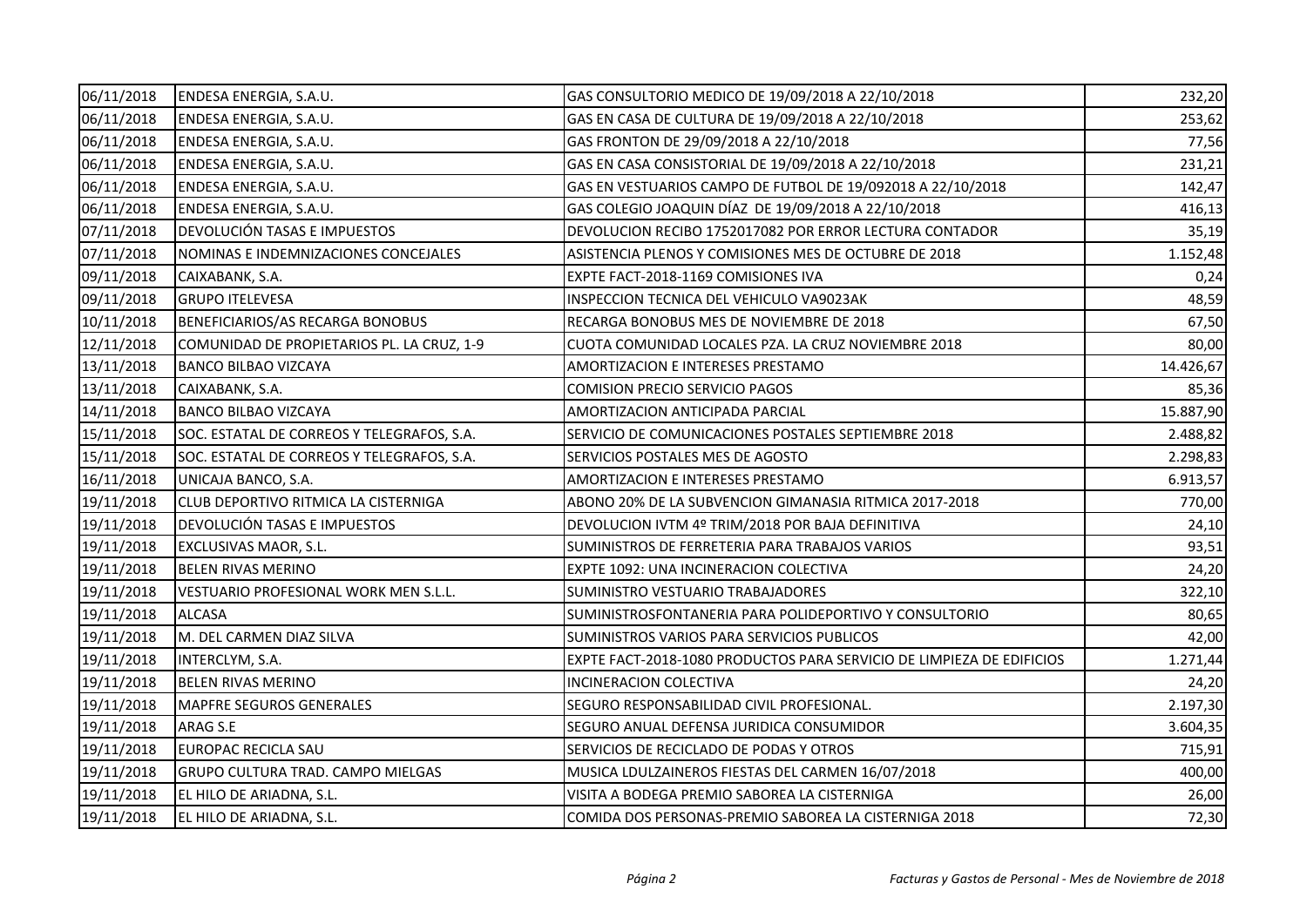| | | | |
|---|---|---|---|
| 06/11/2018 | ENDESA ENERGIA, S.A.U. | GAS CONSULTORIO MEDICO DE 19/09/2018 A 22/10/2018 | 232,20 |
| 06/11/2018 | ENDESA ENERGIA, S.A.U. | GAS EN CASA DE CULTURA DE 19/09/2018 A 22/10/2018 | 253,62 |
| 06/11/2018 | ENDESA ENERGIA, S.A.U. | GAS FRONTON DE 29/09/2018 A 22/10/2018 | 77,56 |
| 06/11/2018 | ENDESA ENERGIA, S.A.U. | GAS EN CASA CONSISTORIAL DE 19/09/2018 A 22/10/2018 | 231,21 |
| 06/11/2018 | ENDESA ENERGIA, S.A.U. | GAS EN VESTUARIOS CAMPO DE FUTBOL DE 19/092018 A 22/10/2018 | 142,47 |
| 06/11/2018 | ENDESA ENERGIA, S.A.U. | GAS COLEGIO JOAQUIN DÍAZ DE 19/09/2018 A 22/10/2018 | 416,13 |
| 07/11/2018 | DEVOLUCIÓN TASAS E IMPUESTOS | DEVOLUCION RECIBO 1752017082 POR ERROR LECTURA CONTADOR | 35,19 |
| 07/11/2018 | NOMINAS E INDEMNIZACIONES CONCEJALES | ASISTENCIA PLENOS Y COMISIONES MES DE OCTUBRE DE 2018 | 1.152,48 |
| 09/11/2018 | CAIXABANK, S.A. | EXPTE FACT-2018-1169 COMISIONES IVA | 0,24 |
| 09/11/2018 | GRUPO ITELEVESA | INSPECCION TECNICA DEL VEHICULO VA9023AK | 48,59 |
| 10/11/2018 | BENEFICIARIOS/AS RECARGA BONOBUS | RECARGA BONOBUS MES DE NOVIEMBRE DE 2018 | 67,50 |
| 12/11/2018 | COMUNIDAD DE PROPIETARIOS PL. LA CRUZ, 1-9 | CUOTA COMUNIDAD LOCALES PZA. LA CRUZ NOVIEMBRE 2018 | 80,00 |
| 13/11/2018 | BANCO BILBAO VIZCAYA | AMORTIZACION E INTERESES PRESTAMO | 14.426,67 |
| 13/11/2018 | CAIXABANK, S.A. | COMISION PRECIO SERVICIO PAGOS | 85,36 |
| 14/11/2018 | BANCO BILBAO VIZCAYA | AMORTIZACION ANTICIPADA PARCIAL | 15.887,90 |
| 15/11/2018 | SOC. ESTATAL DE CORREOS Y TELEGRAFOS, S.A. | SERVICIO DE COMUNICACIONES POSTALES SEPTIEMBRE 2018 | 2.488,82 |
| 15/11/2018 | SOC. ESTATAL DE CORREOS Y TELEGRAFOS, S.A. | SERVICIOS POSTALES MES DE AGOSTO | 2.298,83 |
| 16/11/2018 | UNICAJA BANCO, S.A. | AMORTIZACION E INTERESES PRESTAMO | 6.913,57 |
| 19/11/2018 | CLUB DEPORTIVO RITMICA LA CISTERNIGA | ABONO 20% DE LA SUBVENCION GIMANASIA RITMICA 2017-2018 | 770,00 |
| 19/11/2018 | DEVOLUCIÓN TASAS E IMPUESTOS | DEVOLUCION IVTM 4º TRIM/2018 POR BAJA DEFINITIVA | 24,10 |
| 19/11/2018 | EXCLUSIVAS MAOR, S.L. | SUMINISTROS DE FERRETERIA PARA TRABAJOS VARIOS | 93,51 |
| 19/11/2018 | BELEN RIVAS MERINO | EXPTE 1092: UNA INCINERACION COLECTIVA | 24,20 |
| 19/11/2018 | VESTUARIO PROFESIONAL WORK MEN S.L.L. | SUMINISTRO VESTUARIO TRABAJADORES | 322,10 |
| 19/11/2018 | ALCASA | SUMINISTROSFONTANERIA PARA POLIDEPORTIVO Y CONSULTORIO | 80,65 |
| 19/11/2018 | M. DEL CARMEN DIAZ SILVA | SUMINISTROS VARIOS PARA SERVICIOS PUBLICOS | 42,00 |
| 19/11/2018 | INTERCLYM, S.A. | EXPTE FACT-2018-1080 PRODUCTOS PARA SERVICIO DE LIMPIEZA DE EDIFICIOS | 1.271,44 |
| 19/11/2018 | BELEN RIVAS MERINO | INCINERACION COLECTIVA | 24,20 |
| 19/11/2018 | MAPFRE SEGUROS GENERALES | SEGURO RESPONSABILIDAD CIVIL PROFESIONAL. | 2.197,30 |
| 19/11/2018 | ARAG S.E | SEGURO ANUAL DEFENSA JURIDICA CONSUMIDOR | 3.604,35 |
| 19/11/2018 | EUROPAC RECICLA SAU | SERVICIOS DE RECICLADO DE PODAS Y OTROS | 715,91 |
| 19/11/2018 | GRUPO CULTURA TRAD. CAMPO MIELGAS | MUSICA LDULZAINEROS FIESTAS DEL CARMEN 16/07/2018 | 400,00 |
| 19/11/2018 | EL HILO DE ARIADNA, S.L. | VISITA A BODEGA PREMIO SABOREA LA CISTERNIGA | 26,00 |
| 19/11/2018 | EL HILO DE ARIADNA, S.L. | COMIDA DOS PERSONAS-PREMIO SABOREA LA CISTERNIGA 2018 | 72,30 |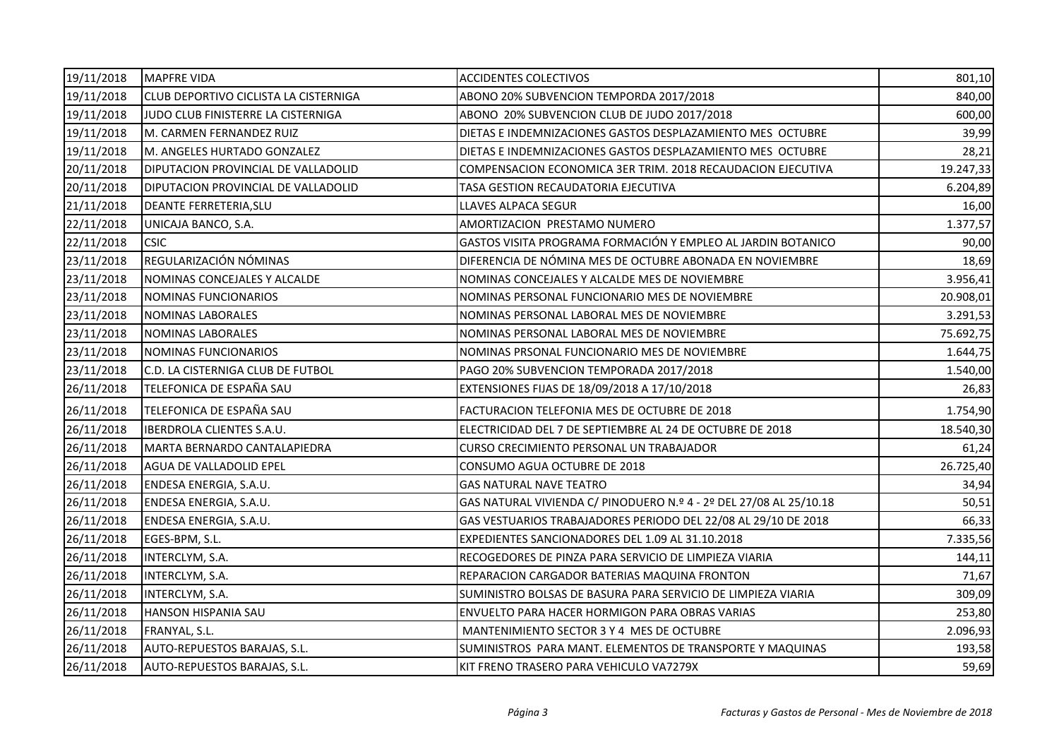| | | | |
|---|---|---|---|
| 19/11/2018 | MAPFRE VIDA | ACCIDENTES COLECTIVOS | 801,10 |
| 19/11/2018 | CLUB DEPORTIVO CICLISTA LA CISTERNIGA | ABONO 20% SUBVENCION TEMPORDA 2017/2018 | 840,00 |
| 19/11/2018 | JUDO CLUB FINISTERRE LA CISTERNIGA | ABONO 20% SUBVENCION CLUB DE JUDO 2017/2018 | 600,00 |
| 19/11/2018 | M. CARMEN FERNANDEZ RUIZ | DIETAS E INDEMNIZACIONES GASTOS DESPLAZAMIENTO MES OCTUBRE | 39,99 |
| 19/11/2018 | M. ANGELES HURTADO GONZALEZ | DIETAS E INDEMNIZACIONES GASTOS DESPLAZAMIENTO MES OCTUBRE | 28,21 |
| 20/11/2018 | DIPUTACION PROVINCIAL DE VALLADOLID | COMPENSACION ECONOMICA 3ER TRIM. 2018 RECAUDACION EJECUTIVA | 19.247,33 |
| 20/11/2018 | DIPUTACION PROVINCIAL DE VALLADOLID | TASA GESTION RECAUDATORIA EJECUTIVA | 6.204,89 |
| 21/11/2018 | DEANTE FERRETERIA,SLU | LLAVES ALPACA SEGUR | 16,00 |
| 22/11/2018 | UNICAJA BANCO, S.A. | AMORTIZACION PRESTAMO NUMERO | 1.377,57 |
| 22/11/2018 | CSIC | GASTOS VISITA PROGRAMA FORMACIÓN Y EMPLEO AL JARDIN BOTANICO | 90,00 |
| 23/11/2018 | REGULARIZACIÓN NÓMINAS | DIFERENCIA DE NÓMINA MES DE OCTUBRE ABONADA EN NOVIEMBRE | 18,69 |
| 23/11/2018 | NOMINAS CONCEJALES Y ALCALDE | NOMINAS CONCEJALES Y ALCALDE MES DE NOVIEMBRE | 3.956,41 |
| 23/11/2018 | NOMINAS FUNCIONARIOS | NOMINAS PERSONAL FUNCIONARIO MES DE NOVIEMBRE | 20.908,01 |
| 23/11/2018 | NOMINAS LABORALES | NOMINAS PERSONAL LABORAL MES DE NOVIEMBRE | 3.291,53 |
| 23/11/2018 | NOMINAS LABORALES | NOMINAS PERSONAL LABORAL MES DE NOVIEMBRE | 75.692,75 |
| 23/11/2018 | NOMINAS FUNCIONARIOS | NOMINAS PRSONAL FUNCIONARIO MES DE NOVIEMBRE | 1.644,75 |
| 23/11/2018 | C.D. LA CISTERNIGA CLUB DE FUTBOL | PAGO 20% SUBVENCION TEMPORADA 2017/2018 | 1.540,00 |
| 26/11/2018 | TELEFONICA DE ESPAÑA SAU | EXTENSIONES FIJAS DE 18/09/2018 A 17/10/2018 | 26,83 |
| 26/11/2018 | TELEFONICA DE ESPAÑA SAU | FACTURACION TELEFONIA MES DE OCTUBRE DE 2018 | 1.754,90 |
| 26/11/2018 | IBERDROLA CLIENTES S.A.U. | ELECTRICIDAD DEL 7 DE SEPTIEMBRE AL 24 DE OCTUBRE DE 2018 | 18.540,30 |
| 26/11/2018 | MARTA BERNARDO CANTALAPIEDRA | CURSO CRECIMIENTO PERSONAL UN TRABAJADOR | 61,24 |
| 26/11/2018 | AGUA DE VALLADOLID EPEL | CONSUMO AGUA OCTUBRE DE 2018 | 26.725,40 |
| 26/11/2018 | ENDESA ENERGIA, S.A.U. | GAS NATURAL NAVE TEATRO | 34,94 |
| 26/11/2018 | ENDESA ENERGIA, S.A.U. | GAS NATURAL VIVIENDA C/ PINODUERO N.º 4 - 2º DEL 27/08 AL 25/10.18 | 50,51 |
| 26/11/2018 | ENDESA ENERGIA, S.A.U. | GAS VESTUARIOS TRABAJADORES PERIODO DEL 22/08 AL 29/10 DE 2018 | 66,33 |
| 26/11/2018 | EGES-BPM, S.L. | EXPEDIENTES SANCIONADORES DEL 1.09 AL 31.10.2018 | 7.335,56 |
| 26/11/2018 | INTERCLYM, S.A. | RECOGEDORES DE PINZA PARA SERVICIO DE LIMPIEZA VIARIA | 144,11 |
| 26/11/2018 | INTERCLYM, S.A. | REPARACION CARGADOR BATERIAS MAQUINA FRONTON | 71,67 |
| 26/11/2018 | INTERCLYM, S.A. | SUMINISTRO BOLSAS DE BASURA PARA SERVICIO DE LIMPIEZA VIARIA | 309,09 |
| 26/11/2018 | HANSON HISPANIA SAU | ENVUELTO PARA HACER HORMIGON PARA OBRAS VARIAS | 253,80 |
| 26/11/2018 | FRANYAL, S.L. | MANTENIMIENTO SECTOR 3 Y 4 MES DE OCTUBRE | 2.096,93 |
| 26/11/2018 | AUTO-REPUESTOS BARAJAS, S.L. | SUMINISTROS PARA MANT. ELEMENTOS DE TRANSPORTE Y MAQUINAS | 193,58 |
| 26/11/2018 | AUTO-REPUESTOS BARAJAS, S.L. | KIT FRENO TRASERO PARA VEHICULO VA7279X | 59,69 |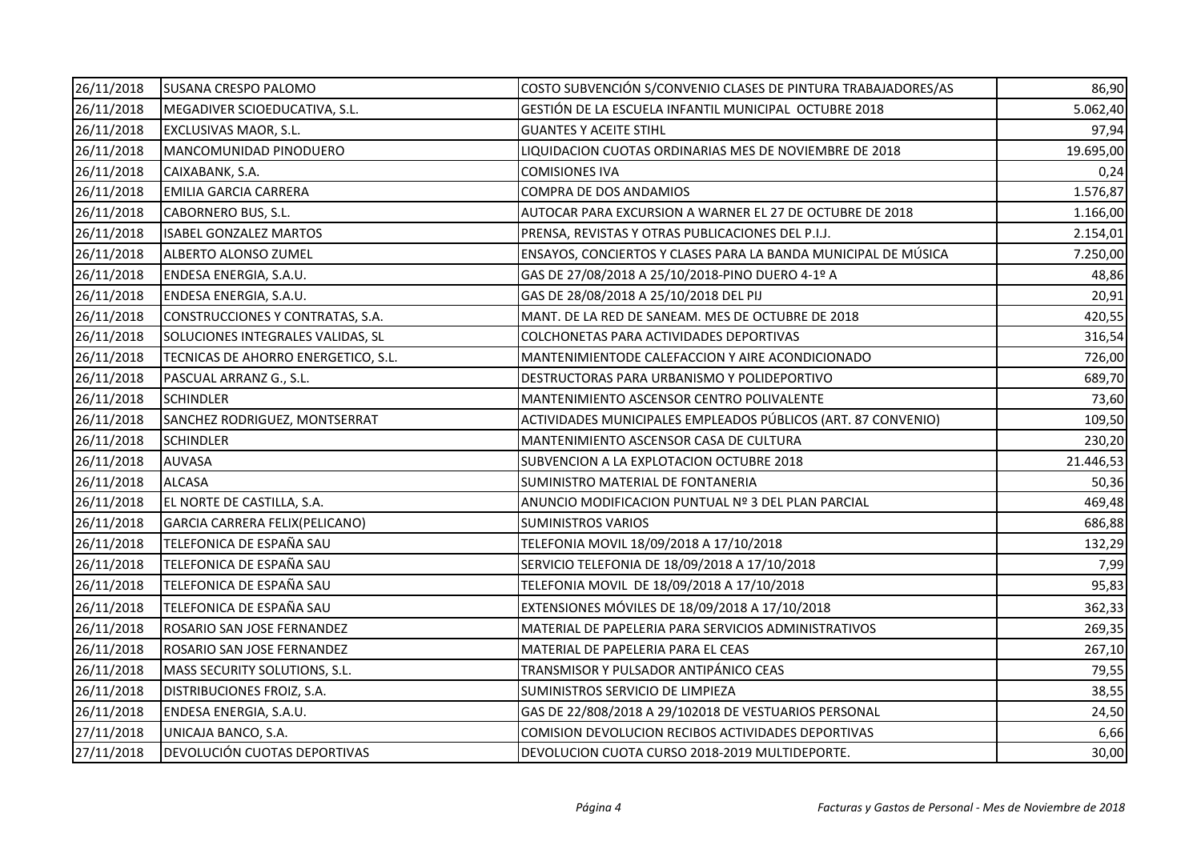| | | | |
|---|---|---|---|
| 26/11/2018 | SUSANA CRESPO PALOMO | COSTO SUBVENCIÓN S/CONVENIO CLASES DE PINTURA TRABAJADORES/AS | 86,90 |
| 26/11/2018 | MEGADIVER SCIOEDUCATIVA, S.L. | GESTIÓN DE LA ESCUELA INFANTIL MUNICIPAL OCTUBRE 2018 | 5.062,40 |
| 26/11/2018 | EXCLUSIVAS MAOR, S.L. | GUANTES Y ACEITE STIHL | 97,94 |
| 26/11/2018 | MANCOMUNIDAD PINODUERO | LIQUIDACION CUOTAS ORDINARIAS MES DE NOVIEMBRE DE 2018 | 19.695,00 |
| 26/11/2018 | CAIXABANK, S.A. | COMISIONES IVA | 0,24 |
| 26/11/2018 | EMILIA GARCIA CARRERA | COMPRA DE DOS ANDAMIOS | 1.576,87 |
| 26/11/2018 | CABORNERO BUS, S.L. | AUTOCAR PARA EXCURSION A WARNER EL 27 DE OCTUBRE DE 2018 | 1.166,00 |
| 26/11/2018 | ISABEL GONZALEZ MARTOS | PRENSA, REVISTAS Y OTRAS PUBLICACIONES DEL P.I.J. | 2.154,01 |
| 26/11/2018 | ALBERTO ALONSO ZUMEL | ENSAYOS, CONCIERTOS Y CLASES PARA LA BANDA MUNICIPAL DE MÚSICA | 7.250,00 |
| 26/11/2018 | ENDESA ENERGIA, S.A.U. | GAS DE 27/08/2018 A 25/10/2018-PINO DUERO 4-1º A | 48,86 |
| 26/11/2018 | ENDESA ENERGIA, S.A.U. | GAS DE 28/08/2018 A 25/10/2018 DEL PIJ | 20,91 |
| 26/11/2018 | CONSTRUCCIONES Y CONTRATAS, S.A. | MANT. DE LA RED DE SANEAM. MES DE OCTUBRE DE 2018 | 420,55 |
| 26/11/2018 | SOLUCIONES INTEGRALES VALIDAS, SL | COLCHONETAS PARA ACTIVIDADES DEPORTIVAS | 316,54 |
| 26/11/2018 | TECNICAS DE AHORRO ENERGETICO, S.L. | MANTENIMIENTODE CALEFACCION Y AIRE ACONDICIONADO | 726,00 |
| 26/11/2018 | PASCUAL ARRANZ G., S.L. | DESTRUCTORAS PARA URBANISMO Y POLIDEPORTIVO | 689,70 |
| 26/11/2018 | SCHINDLER | MANTENIMIENTO ASCENSOR CENTRO POLIVALENTE | 73,60 |
| 26/11/2018 | SANCHEZ RODRIGUEZ, MONTSERRAT | ACTIVIDADES MUNICIPALES EMPLEADOS PÚBLICOS (ART. 87 CONVENIO) | 109,50 |
| 26/11/2018 | SCHINDLER | MANTENIMIENTO ASCENSOR CASA DE CULTURA | 230,20 |
| 26/11/2018 | AUVASA | SUBVENCION A LA EXPLOTACION OCTUBRE 2018 | 21.446,53 |
| 26/11/2018 | ALCASA | SUMINISTRO MATERIAL DE FONTANERIA | 50,36 |
| 26/11/2018 | EL NORTE DE CASTILLA, S.A. | ANUNCIO MODIFICACION PUNTUAL Nº 3 DEL PLAN PARCIAL | 469,48 |
| 26/11/2018 | GARCIA CARRERA FELIX(PELICANO) | SUMINISTROS VARIOS | 686,88 |
| 26/11/2018 | TELEFONICA DE ESPAÑA SAU | TELEFONIA MOVIL 18/09/2018 A 17/10/2018 | 132,29 |
| 26/11/2018 | TELEFONICA DE ESPAÑA SAU | SERVICIO TELEFONIA DE 18/09/2018 A 17/10/2018 | 7,99 |
| 26/11/2018 | TELEFONICA DE ESPAÑA SAU | TELEFONIA MOVIL DE 18/09/2018 A 17/10/2018 | 95,83 |
| 26/11/2018 | TELEFONICA DE ESPAÑA SAU | EXTENSIONES MÓVILES DE 18/09/2018 A 17/10/2018 | 362,33 |
| 26/11/2018 | ROSARIO SAN JOSE FERNANDEZ | MATERIAL DE PAPELERIA PARA SERVICIOS ADMINISTRATIVOS | 269,35 |
| 26/11/2018 | ROSARIO SAN JOSE FERNANDEZ | MATERIAL DE PAPELERIA PARA EL CEAS | 267,10 |
| 26/11/2018 | MASS SECURITY SOLUTIONS, S.L. | TRANSMISOR Y PULSADOR ANTIPÁNICO CEAS | 79,55 |
| 26/11/2018 | DISTRIBUCIONES FROIZ, S.A. | SUMINISTROS SERVICIO DE LIMPIEZA | 38,55 |
| 26/11/2018 | ENDESA ENERGIA, S.A.U. | GAS DE 22/808/2018 A 29/102018 DE VESTUARIOS PERSONAL | 24,50 |
| 27/11/2018 | UNICAJA BANCO, S.A. | COMISION DEVOLUCION RECIBOS ACTIVIDADES DEPORTIVAS | 6,66 |
| 27/11/2018 | DEVOLUCIÓN CUOTAS DEPORTIVAS | DEVOLUCION CUOTA CURSO 2018-2019 MULTIDEPORTE. | 30,00 |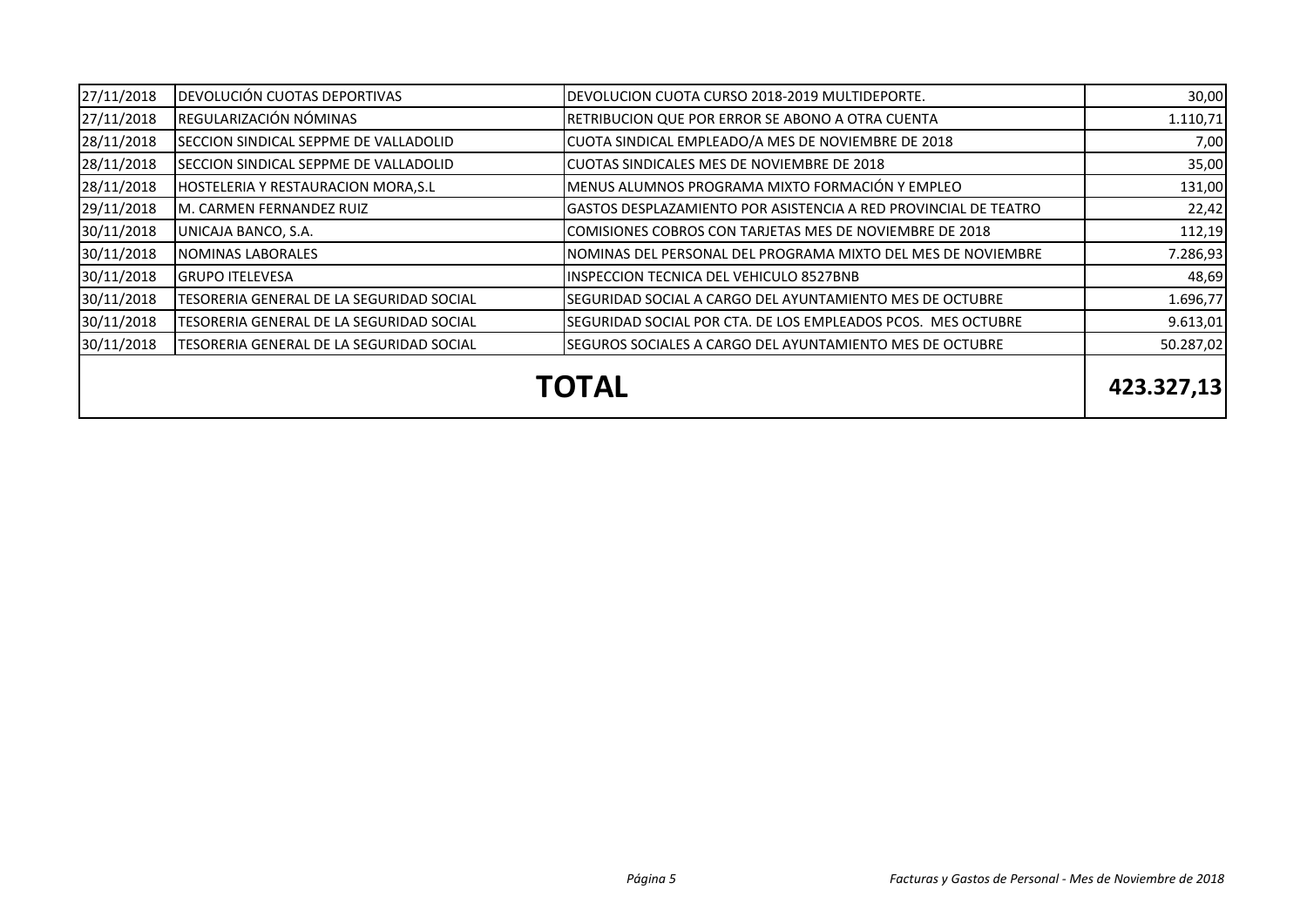| | | | |
|---|---|---|---|
| 27/11/2018 | DEVOLUCIÓN CUOTAS DEPORTIVAS | DEVOLUCION CUOTA CURSO 2018-2019 MULTIDEPORTE. | 30,00 |
| 27/11/2018 | REGULARIZACIÓN NÓMINAS | RETRIBUCION QUE POR ERROR SE ABONO A OTRA CUENTA | 1.110,71 |
| 28/11/2018 | SECCION SINDICAL SEPPME DE VALLADOLID | CUOTA SINDICAL EMPLEADO/A MES DE NOVIEMBRE DE 2018 | 7,00 |
| 28/11/2018 | SECCION SINDICAL SEPPME DE VALLADOLID | CUOTAS SINDICALES MES DE NOVIEMBRE DE 2018 | 35,00 |
| 28/11/2018 | HOSTELERIA Y RESTAURACION MORA,S.L | MENUS ALUMNOS PROGRAMA MIXTO FORMACIÓN Y EMPLEO | 131,00 |
| 29/11/2018 | M. CARMEN FERNANDEZ RUIZ | GASTOS DESPLAZAMIENTO POR ASISTENCIA A RED PROVINCIAL DE TEATRO | 22,42 |
| 30/11/2018 | UNICAJA BANCO, S.A. | COMISIONES COBROS CON TARJETAS MES DE NOVIEMBRE DE 2018 | 112,19 |
| 30/11/2018 | NOMINAS LABORALES | NOMINAS DEL PERSONAL DEL PROGRAMA MIXTO DEL MES DE NOVIEMBRE | 7.286,93 |
| 30/11/2018 | GRUPO ITELEVESA | INSPECCION TECNICA DEL VEHICULO 8527BNB | 48,69 |
| 30/11/2018 | TESORERIA GENERAL DE LA SEGURIDAD SOCIAL | SEGURIDAD SOCIAL A CARGO DEL AYUNTAMIENTO MES DE OCTUBRE | 1.696,77 |
| 30/11/2018 | TESORERIA GENERAL DE LA SEGURIDAD SOCIAL | SEGURIDAD SOCIAL POR CTA. DE LOS EMPLEADOS PCOS. MES OCTUBRE | 9.613,01 |
| 30/11/2018 | TESORERIA GENERAL DE LA SEGURIDAD SOCIAL | SEGUROS SOCIALES A CARGO DEL AYUNTAMIENTO MES DE OCTUBRE | 50.287,02 |
| **TOTAL** | | | **423.327,13** |